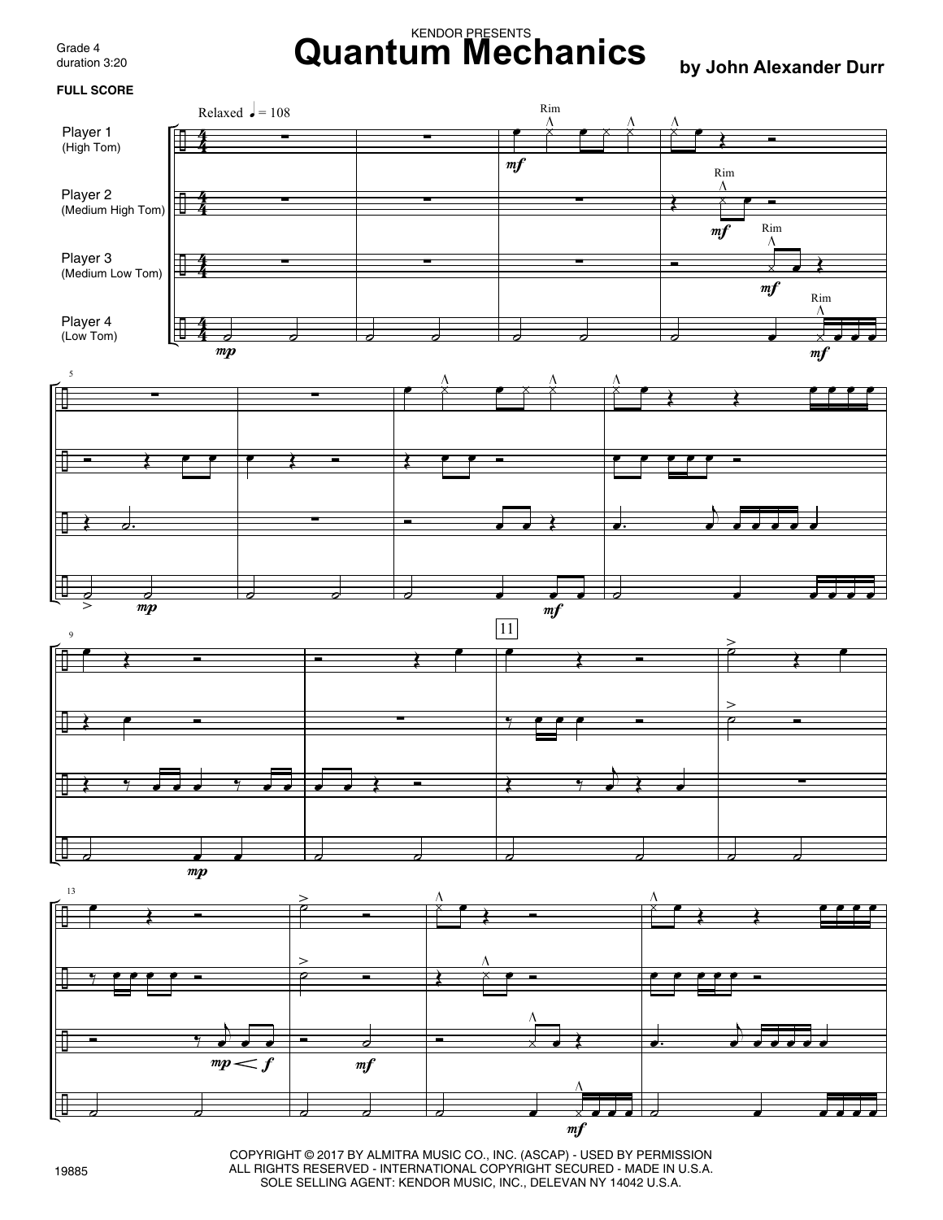KENDOR PRESENTS

# Quantum Mechanics

Grade 4
duration 3:20

**by John Alexander Durr**

**FULL SCORE**

COPYRIGHT © 2017 BY ALMITRA MUSIC CO., INC. (ASCAP) - USED BY PERMISSION
ALL RIGHTS RESERVED - INTERNATIONAL COPYRIGHT SECURED - MADE IN U.S.A.
SOLE SELLING AGENT: KENDOR MUSIC, INC., DELEVAN NY 14042 U.S.A.

19885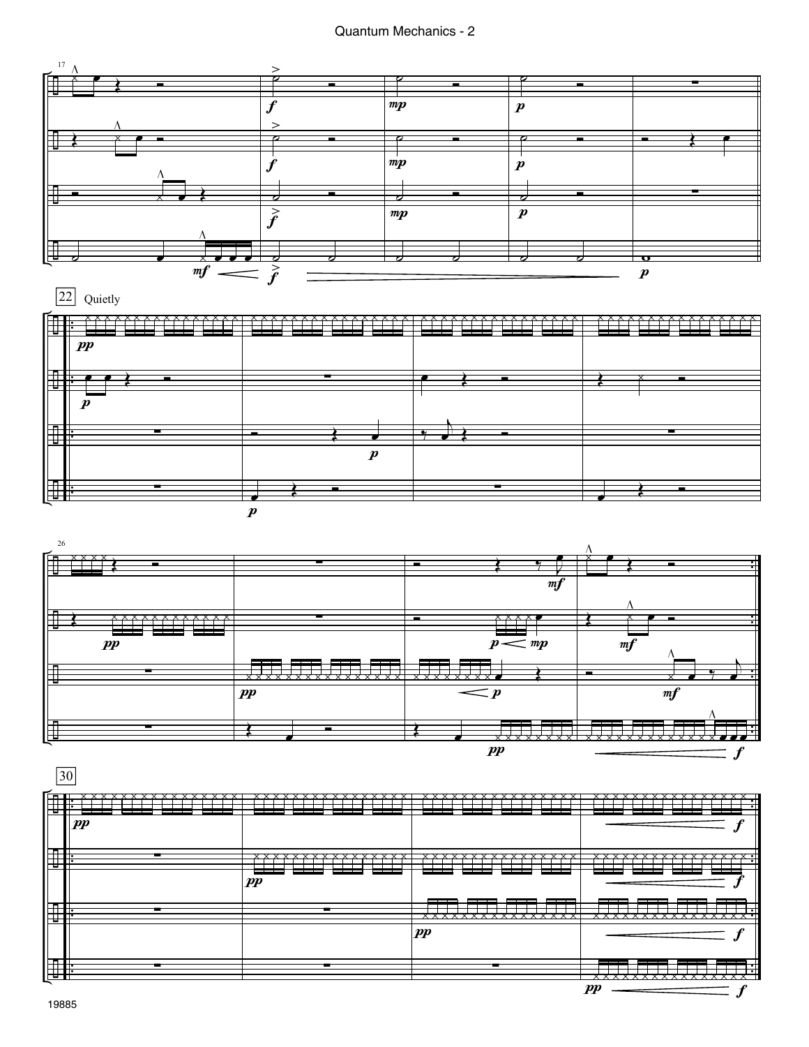22 Quietly

30